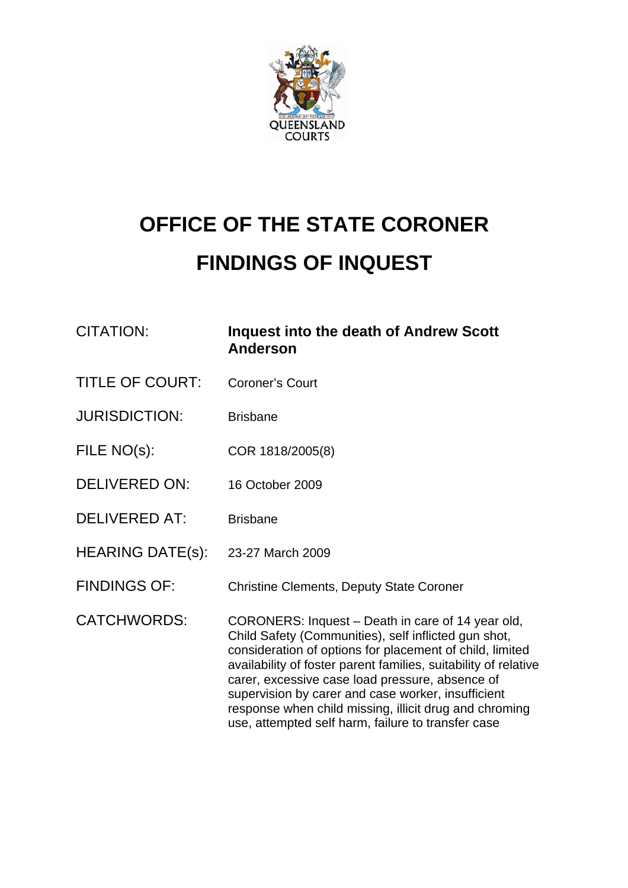# OFFICE OF THE STATE CORONER

# FINDINGS OF INQUEST

| | |
|---|---|
| CITATION: | **Inquest into the death of Andrew Scott Anderson** |
| TITLE OF COURT: | Coroner's Court |
| JURISDICTION: | Brisbane |
| FILE NO(s): | COR 1818/2005(8) |
| DELIVERED ON: | 16 October 2009 |
| DELIVERED AT: | Brisbane |
| HEARING DATE(s): | 23-27 March 2009 |
| FINDINGS OF: | Christine Clements, Deputy State Coroner |
| CATCHWORDS: | CORONERS: Inquest – Death in care of 14 year old, Child Safety (Communities), self inflicted gun shot, consideration of options for placement of child, limited availability of foster parent families, suitability of relative carer, excessive case load pressure, absence of supervision by carer and case worker, insufficient response when child missing, illicit drug and chroming use, attempted self harm, failure to transfer case |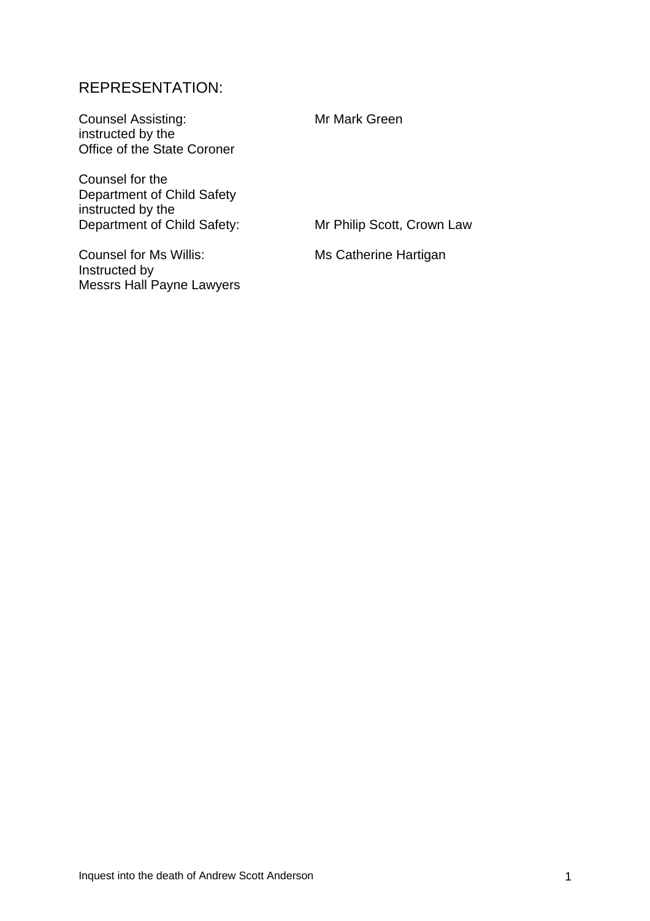## REPRESENTATION:

| | |
|---|---|
| Counsel Assisting: instructed by the Office of the State Coroner | Mr Mark Green |
| Counsel for the Department of Child Safety instructed by the Department of Child Safety: | Mr Philip Scott, Crown Law |
| Counsel for Ms Willis: Instructed by Messrs Hall Payne Lawyers | Ms Catherine Hartigan |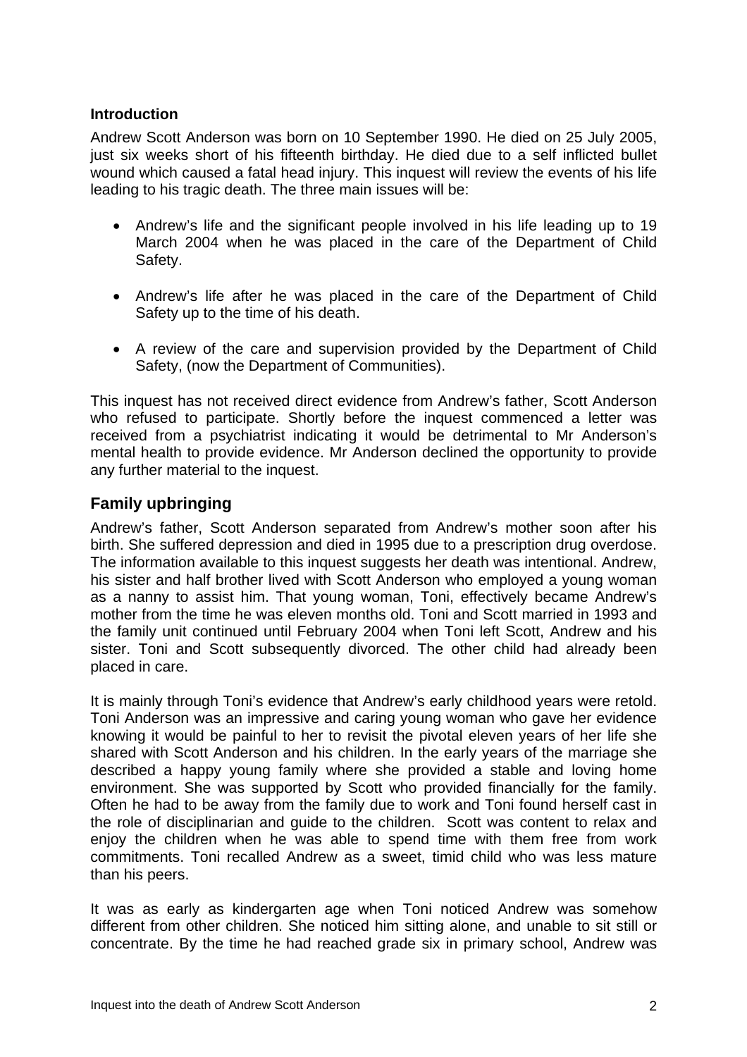### Introduction

Andrew Scott Anderson was born on 10 September 1990. He died on 25 July 2005, just six weeks short of his fifteenth birthday. He died due to a self inflicted bullet wound which caused a fatal head injury. This inquest will review the events of his life leading to his tragic death. The three main issues will be:

- Andrew's life and the significant people involved in his life leading up to 19 March 2004 when he was placed in the care of the Department of Child Safety.
- Andrew's life after he was placed in the care of the Department of Child Safety up to the time of his death.
- A review of the care and supervision provided by the Department of Child Safety, (now the Department of Communities).

This inquest has not received direct evidence from Andrew's father, Scott Anderson who refused to participate. Shortly before the inquest commenced a letter was received from a psychiatrist indicating it would be detrimental to Mr Anderson's mental health to provide evidence. Mr Anderson declined the opportunity to provide any further material to the inquest.

## Family upbringing

Andrew's father, Scott Anderson separated from Andrew's mother soon after his birth. She suffered depression and died in 1995 due to a prescription drug overdose. The information available to this inquest suggests her death was intentional. Andrew, his sister and half brother lived with Scott Anderson who employed a young woman as a nanny to assist him. That young woman, Toni, effectively became Andrew's mother from the time he was eleven months old. Toni and Scott married in 1993 and the family unit continued until February 2004 when Toni left Scott, Andrew and his sister. Toni and Scott subsequently divorced. The other child had already been placed in care.

It is mainly through Toni's evidence that Andrew's early childhood years were retold. Toni Anderson was an impressive and caring young woman who gave her evidence knowing it would be painful to her to revisit the pivotal eleven years of her life she shared with Scott Anderson and his children. In the early years of the marriage she described a happy young family where she provided a stable and loving home environment. She was supported by Scott who provided financially for the family. Often he had to be away from the family due to work and Toni found herself cast in the role of disciplinarian and guide to the children. Scott was content to relax and enjoy the children when he was able to spend time with them free from work commitments. Toni recalled Andrew as a sweet, timid child who was less mature than his peers.

It was as early as kindergarten age when Toni noticed Andrew was somehow different from other children. She noticed him sitting alone, and unable to sit still or concentrate. By the time he had reached grade six in primary school, Andrew was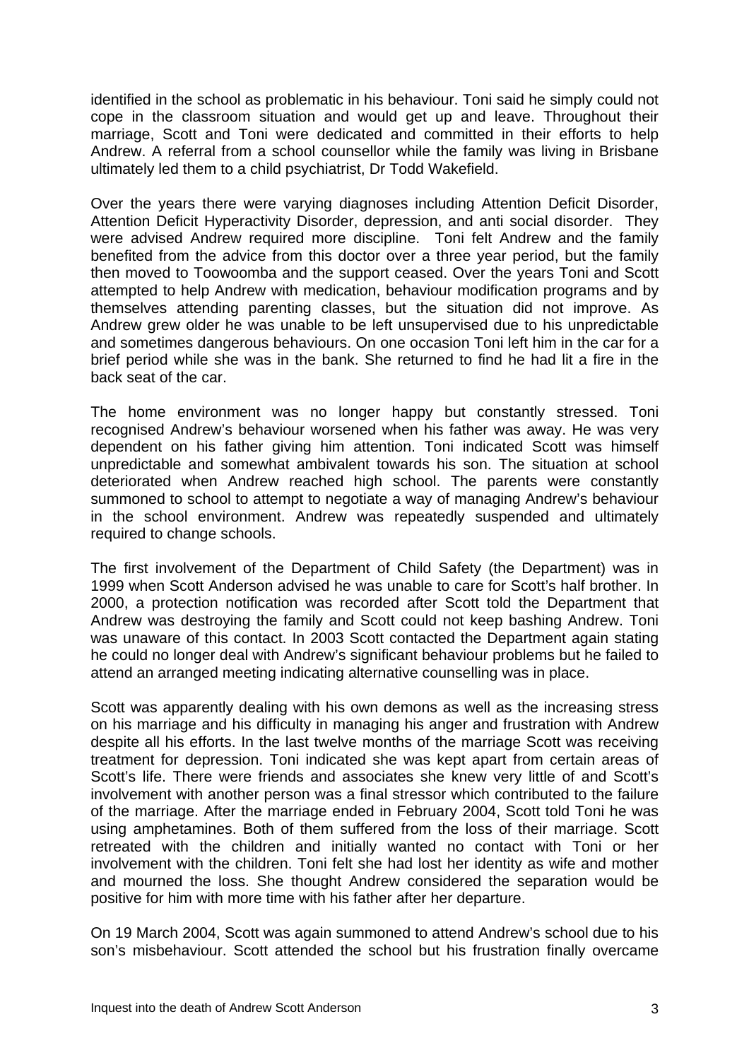identified in the school as problematic in his behaviour. Toni said he simply could not cope in the classroom situation and would get up and leave. Throughout their marriage, Scott and Toni were dedicated and committed in their efforts to help Andrew. A referral from a school counsellor while the family was living in Brisbane ultimately led them to a child psychiatrist, Dr Todd Wakefield.

Over the years there were varying diagnoses including Attention Deficit Disorder, Attention Deficit Hyperactivity Disorder, depression, and anti social disorder. They were advised Andrew required more discipline. Toni felt Andrew and the family benefited from the advice from this doctor over a three year period, but the family then moved to Toowoomba and the support ceased. Over the years Toni and Scott attempted to help Andrew with medication, behaviour modification programs and by themselves attending parenting classes, but the situation did not improve. As Andrew grew older he was unable to be left unsupervised due to his unpredictable and sometimes dangerous behaviours. On one occasion Toni left him in the car for a brief period while she was in the bank. She returned to find he had lit a fire in the back seat of the car.

The home environment was no longer happy but constantly stressed. Toni recognised Andrew's behaviour worsened when his father was away. He was very dependent on his father giving him attention. Toni indicated Scott was himself unpredictable and somewhat ambivalent towards his son. The situation at school deteriorated when Andrew reached high school. The parents were constantly summoned to school to attempt to negotiate a way of managing Andrew's behaviour in the school environment. Andrew was repeatedly suspended and ultimately required to change schools.

The first involvement of the Department of Child Safety (the Department) was in 1999 when Scott Anderson advised he was unable to care for Scott's half brother. In 2000, a protection notification was recorded after Scott told the Department that Andrew was destroying the family and Scott could not keep bashing Andrew. Toni was unaware of this contact. In 2003 Scott contacted the Department again stating he could no longer deal with Andrew's significant behaviour problems but he failed to attend an arranged meeting indicating alternative counselling was in place.

Scott was apparently dealing with his own demons as well as the increasing stress on his marriage and his difficulty in managing his anger and frustration with Andrew despite all his efforts. In the last twelve months of the marriage Scott was receiving treatment for depression. Toni indicated she was kept apart from certain areas of Scott's life. There were friends and associates she knew very little of and Scott's involvement with another person was a final stressor which contributed to the failure of the marriage. After the marriage ended in February 2004, Scott told Toni he was using amphetamines. Both of them suffered from the loss of their marriage. Scott retreated with the children and initially wanted no contact with Toni or her involvement with the children. Toni felt she had lost her identity as wife and mother and mourned the loss. She thought Andrew considered the separation would be positive for him with more time with his father after her departure.

On 19 March 2004, Scott was again summoned to attend Andrew's school due to his son's misbehaviour. Scott attended the school but his frustration finally overcame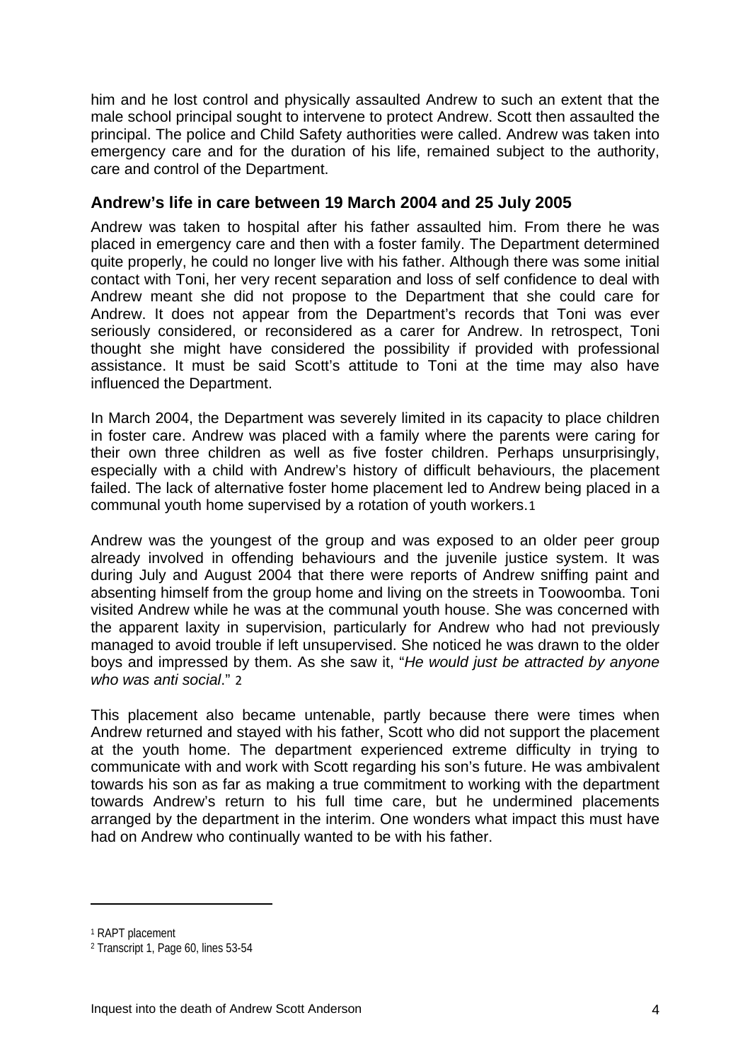him and he lost control and physically assaulted Andrew to such an extent that the male school principal sought to intervene to protect Andrew. Scott then assaulted the principal. The police and Child Safety authorities were called. Andrew was taken into emergency care and for the duration of his life, remained subject to the authority, care and control of the Department.

## Andrew's life in care between 19 March 2004 and 25 July 2005

Andrew was taken to hospital after his father assaulted him. From there he was placed in emergency care and then with a foster family. The Department determined quite properly, he could no longer live with his father. Although there was some initial contact with Toni, her very recent separation and loss of self confidence to deal with Andrew meant she did not propose to the Department that she could care for Andrew. It does not appear from the Department's records that Toni was ever seriously considered, or reconsidered as a carer for Andrew. In retrospect, Toni thought she might have considered the possibility if provided with professional assistance. It must be said Scott's attitude to Toni at the time may also have influenced the Department.

In March 2004, the Department was severely limited in its capacity to place children in foster care. Andrew was placed with a family where the parents were caring for their own three children as well as five foster children. Perhaps unsurprisingly, especially with a child with Andrew's history of difficult behaviours, the placement failed. The lack of alternative foster home placement led to Andrew being placed in a communal youth home supervised by a rotation of youth workers.[1]

Andrew was the youngest of the group and was exposed to an older peer group already involved in offending behaviours and the juvenile justice system. It was during July and August 2004 that there were reports of Andrew sniffing paint and absenting himself from the group home and living on the streets in Toowoomba. Toni visited Andrew while he was at the communal youth house. She was concerned with the apparent laxity in supervision, particularly for Andrew who had not previously managed to avoid trouble if left unsupervised. She noticed he was drawn to the older boys and impressed by them. As she saw it, "*He would just be attracted by anyone who was anti social*." [2]

This placement also became untenable, partly because there were times when Andrew returned and stayed with his father, Scott who did not support the placement at the youth home. The department experienced extreme difficulty in trying to communicate with and work with Scott regarding his son's future. He was ambivalent towards his son as far as making a true commitment to working with the department towards Andrew's return to his full time care, but he undermined placements arranged by the department in the interim. One wonders what impact this must have had on Andrew who continually wanted to be with his father.

---

[1] RAPT placement

[2] Transcript 1, Page 60, lines 53-54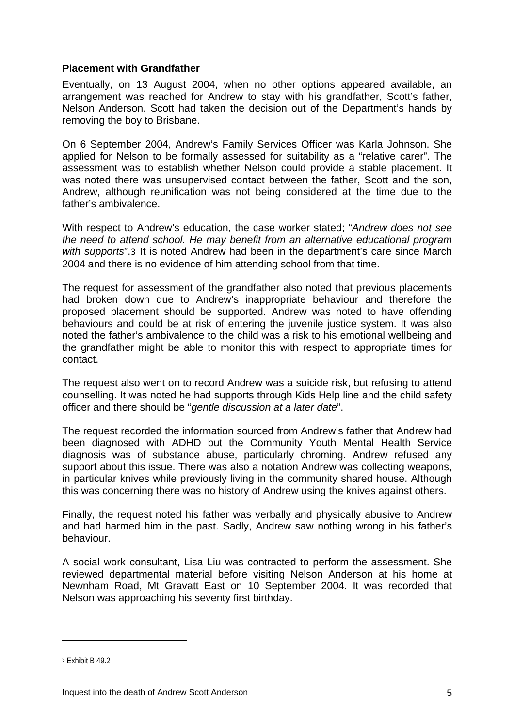**Placement with Grandfather**

Eventually, on 13 August 2004, when no other options appeared available, an arrangement was reached for Andrew to stay with his grandfather, Scott's father, Nelson Anderson. Scott had taken the decision out of the Department's hands by removing the boy to Brisbane.

On 6 September 2004, Andrew's Family Services Officer was Karla Johnson. She applied for Nelson to be formally assessed for suitability as a "relative carer". The assessment was to establish whether Nelson could provide a stable placement. It was noted there was unsupervised contact between the father, Scott and the son, Andrew, although reunification was not being considered at the time due to the father's ambivalence.

With respect to Andrew's education, the case worker stated; "*Andrew does not see the need to attend school. He may benefit from an alternative educational program with supports*".[3] It is noted Andrew had been in the department's care since March 2004 and there is no evidence of him attending school from that time.

The request for assessment of the grandfather also noted that previous placements had broken down due to Andrew's inappropriate behaviour and therefore the proposed placement should be supported. Andrew was noted to have offending behaviours and could be at risk of entering the juvenile justice system. It was also noted the father's ambivalence to the child was a risk to his emotional wellbeing and the grandfather might be able to monitor this with respect to appropriate times for contact.

The request also went on to record Andrew was a suicide risk, but refusing to attend counselling. It was noted he had supports through Kids Help line and the child safety officer and there should be "*gentle discussion at a later date*".

The request recorded the information sourced from Andrew's father that Andrew had been diagnosed with ADHD but the Community Youth Mental Health Service diagnosis was of substance abuse, particularly chroming. Andrew refused any support about this issue. There was also a notation Andrew was collecting weapons, in particular knives while previously living in the community shared house. Although this was concerning there was no history of Andrew using the knives against others.

Finally, the request noted his father was verbally and physically abusive to Andrew and had harmed him in the past. Sadly, Andrew saw nothing wrong in his father's behaviour.

A social work consultant, Lisa Liu was contracted to perform the assessment. She reviewed departmental material before visiting Nelson Anderson at his home at Newnham Road, Mt Gravatt East on 10 September 2004. It was recorded that Nelson was approaching his seventy first birthday.

---

[3] Exhibit B 49.2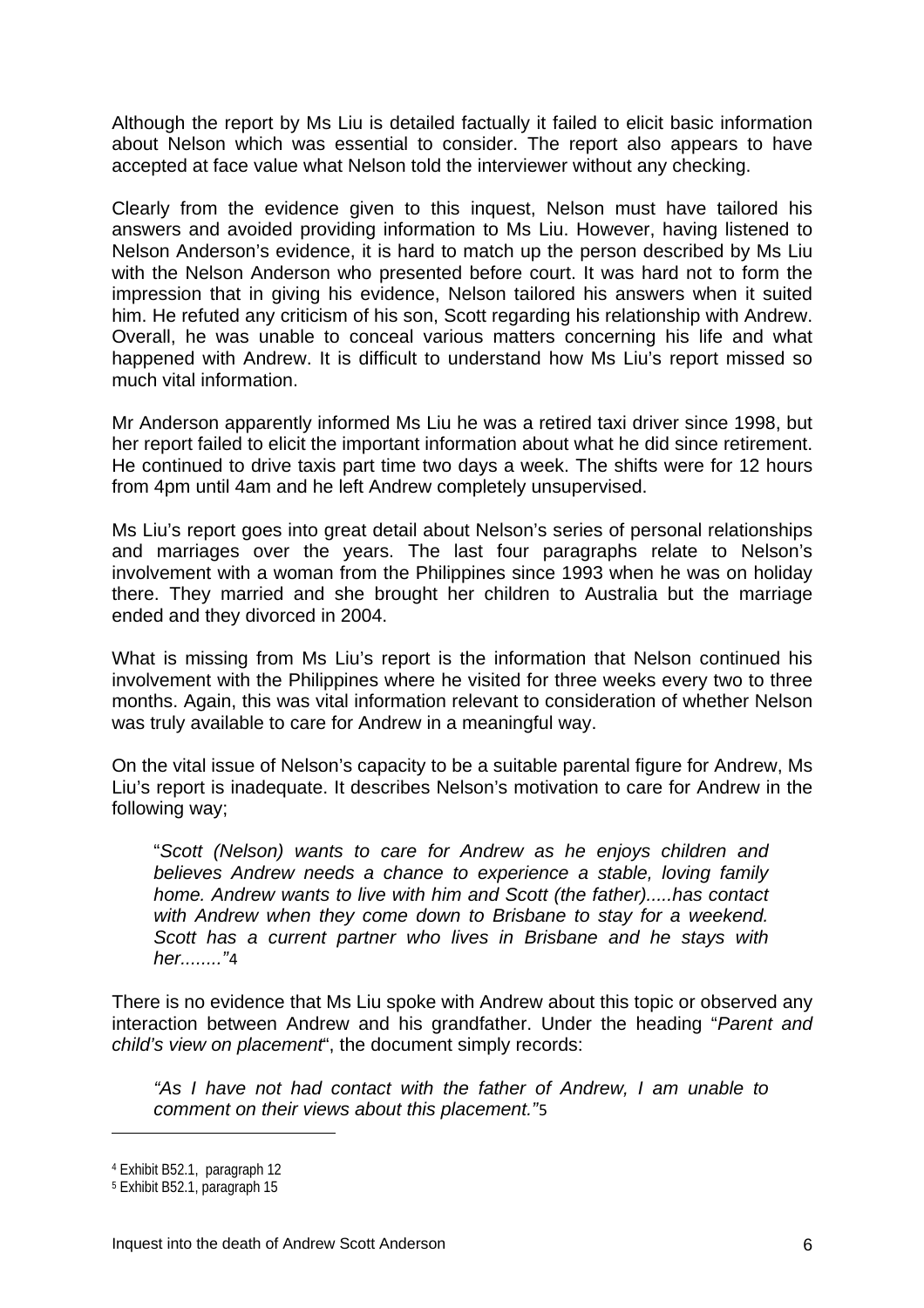Although the report by Ms Liu is detailed factually it failed to elicit basic information about Nelson which was essential to consider. The report also appears to have accepted at face value what Nelson told the interviewer without any checking.

Clearly from the evidence given to this inquest, Nelson must have tailored his answers and avoided providing information to Ms Liu. However, having listened to Nelson Anderson's evidence, it is hard to match up the person described by Ms Liu with the Nelson Anderson who presented before court. It was hard not to form the impression that in giving his evidence, Nelson tailored his answers when it suited him. He refuted any criticism of his son, Scott regarding his relationship with Andrew. Overall, he was unable to conceal various matters concerning his life and what happened with Andrew. It is difficult to understand how Ms Liu's report missed so much vital information.

Mr Anderson apparently informed Ms Liu he was a retired taxi driver since 1998, but her report failed to elicit the important information about what he did since retirement. He continued to drive taxis part time two days a week. The shifts were for 12 hours from 4pm until 4am and he left Andrew completely unsupervised.

Ms Liu's report goes into great detail about Nelson's series of personal relationships and marriages over the years. The last four paragraphs relate to Nelson's involvement with a woman from the Philippines since 1993 when he was on holiday there. They married and she brought her children to Australia but the marriage ended and they divorced in 2004.

What is missing from Ms Liu's report is the information that Nelson continued his involvement with the Philippines where he visited for three weeks every two to three months. Again, this was vital information relevant to consideration of whether Nelson was truly available to care for Andrew in a meaningful way.

On the vital issue of Nelson's capacity to be a suitable parental figure for Andrew, Ms Liu's report is inadequate. It describes Nelson's motivation to care for Andrew in the following way;

> "*Scott (Nelson) wants to care for Andrew as he enjoys children and believes Andrew needs a chance to experience a stable, loving family home. Andrew wants to live with him and Scott (the father).....has contact with Andrew when they come down to Brisbane to stay for a weekend. Scott has a current partner who lives in Brisbane and he stays with her........"*[4]

There is no evidence that Ms Liu spoke with Andrew about this topic or observed any interaction between Andrew and his grandfather. Under the heading "*Parent and child's view on placement*", the document simply records:

> *"As I have not had contact with the father of Andrew, I am unable to comment on their views about this placement."*[5]

---

[4] Exhibit B52.1, paragraph 12

[5] Exhibit B52.1, paragraph 15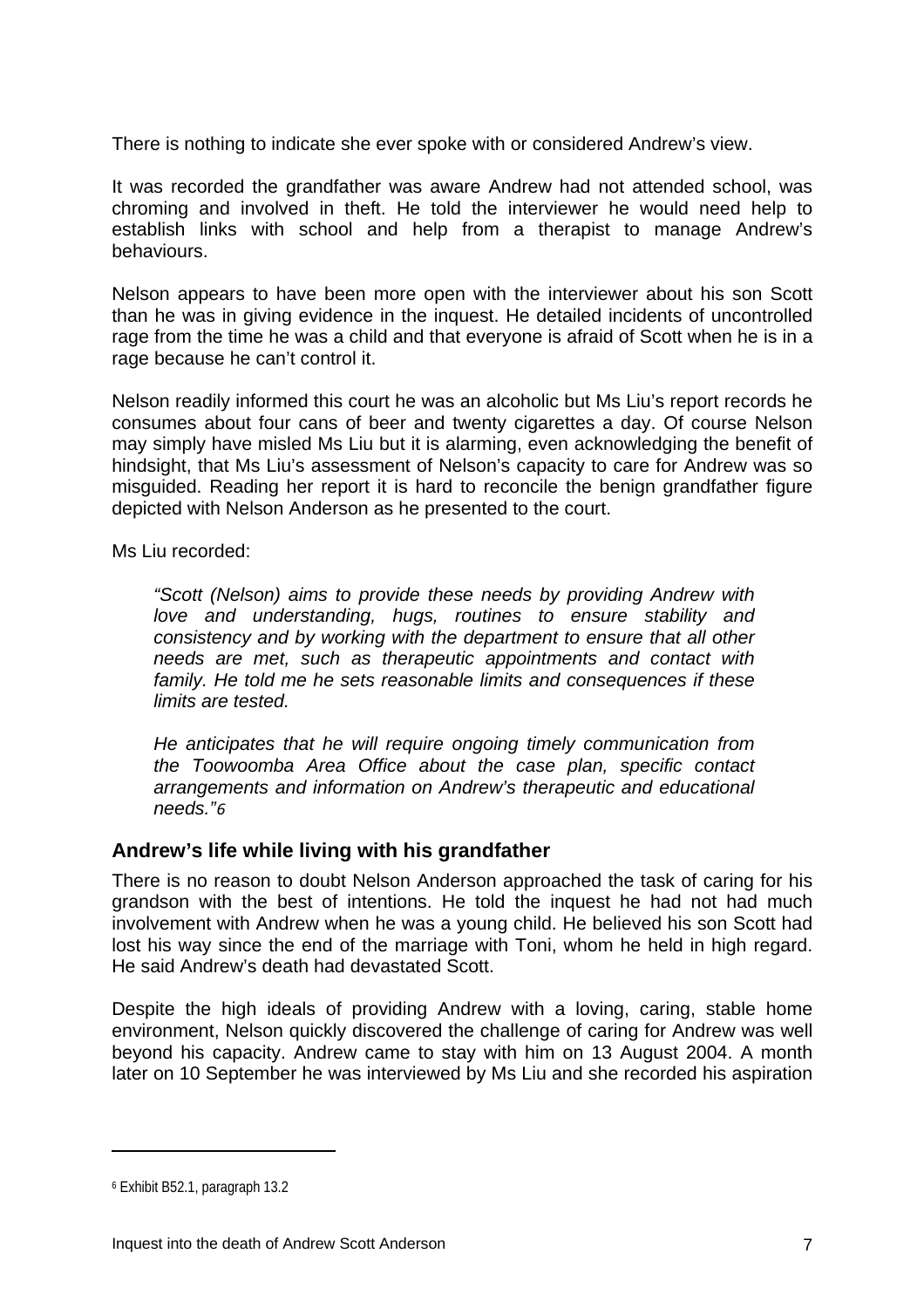There is nothing to indicate she ever spoke with or considered Andrew's view.

It was recorded the grandfather was aware Andrew had not attended school, was chroming and involved in theft. He told the interviewer he would need help to establish links with school and help from a therapist to manage Andrew's behaviours.

Nelson appears to have been more open with the interviewer about his son Scott than he was in giving evidence in the inquest. He detailed incidents of uncontrolled rage from the time he was a child and that everyone is afraid of Scott when he is in a rage because he can't control it.

Nelson readily informed this court he was an alcoholic but Ms Liu's report records he consumes about four cans of beer and twenty cigarettes a day. Of course Nelson may simply have misled Ms Liu but it is alarming, even acknowledging the benefit of hindsight, that Ms Liu's assessment of Nelson's capacity to care for Andrew was so misguided. Reading her report it is hard to reconcile the benign grandfather figure depicted with Nelson Anderson as he presented to the court.

Ms Liu recorded:

> *"Scott (Nelson) aims to provide these needs by providing Andrew with love and understanding, hugs, routines to ensure stability and consistency and by working with the department to ensure that all other needs are met, such as therapeutic appointments and contact with family. He told me he sets reasonable limits and consequences if these limits are tested.*
>
> *He anticipates that he will require ongoing timely communication from the Toowoomba Area Office about the case plan, specific contact arrangements and information on Andrew's therapeutic and educational needs."*[6]

## Andrew's life while living with his grandfather

There is no reason to doubt Nelson Anderson approached the task of caring for his grandson with the best of intentions. He told the inquest he had not had much involvement with Andrew when he was a young child. He believed his son Scott had lost his way since the end of the marriage with Toni, whom he held in high regard. He said Andrew's death had devastated Scott.

Despite the high ideals of providing Andrew with a loving, caring, stable home environment, Nelson quickly discovered the challenge of caring for Andrew was well beyond his capacity. Andrew came to stay with him on 13 August 2004. A month later on 10 September he was interviewed by Ms Liu and she recorded his aspiration

---

[6] Exhibit B52.1, paragraph 13.2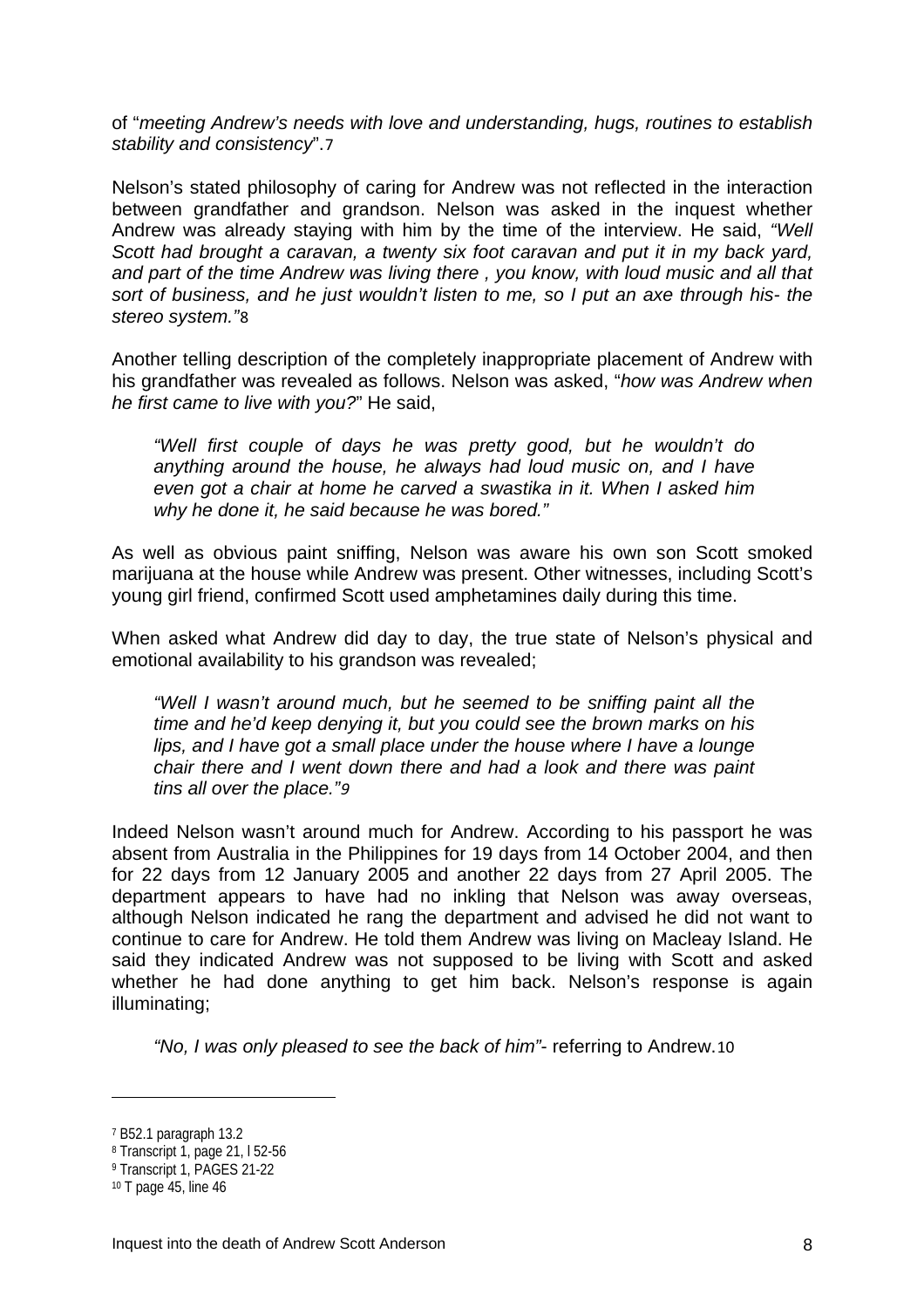of "*meeting Andrew's needs with love and understanding, hugs, routines to establish stability and consistency*".[7]

Nelson's stated philosophy of caring for Andrew was not reflected in the interaction between grandfather and grandson. Nelson was asked in the inquest whether Andrew was already staying with him by the time of the interview. He said, *"Well Scott had brought a caravan, a twenty six foot caravan and put it in my back yard, and part of the time Andrew was living there , you know, with loud music and all that sort of business, and he just wouldn't listen to me, so I put an axe through his- the stereo system."*[8]

Another telling description of the completely inappropriate placement of Andrew with his grandfather was revealed as follows. Nelson was asked, "*how was Andrew when he first came to live with you?*" He said,

> *"Well first couple of days he was pretty good, but he wouldn't do anything around the house, he always had loud music on, and I have even got a chair at home he carved a swastika in it. When I asked him why he done it, he said because he was bored."*

As well as obvious paint sniffing, Nelson was aware his own son Scott smoked marijuana at the house while Andrew was present. Other witnesses, including Scott's young girl friend, confirmed Scott used amphetamines daily during this time.

When asked what Andrew did day to day, the true state of Nelson's physical and emotional availability to his grandson was revealed;

> *"Well I wasn't around much, but he seemed to be sniffing paint all the time and he'd keep denying it, but you could see the brown marks on his lips, and I have got a small place under the house where I have a lounge chair there and I went down there and had a look and there was paint tins all over the place."*[9]

Indeed Nelson wasn't around much for Andrew. According to his passport he was absent from Australia in the Philippines for 19 days from 14 October 2004, and then for 22 days from 12 January 2005 and another 22 days from 27 April 2005. The department appears to have had no inkling that Nelson was away overseas, although Nelson indicated he rang the department and advised he did not want to continue to care for Andrew. He told them Andrew was living on Macleay Island. He said they indicated Andrew was not supposed to be living with Scott and asked whether he had done anything to get him back. Nelson's response is again illuminating;

> *"No, I was only pleased to see the back of him"*- referring to Andrew.[10]

---

[7] B52.1 paragraph 13.2
[8] Transcript 1, page 21, l 52-56
[9] Transcript 1, PAGES 21-22
[10] T page 45, line 46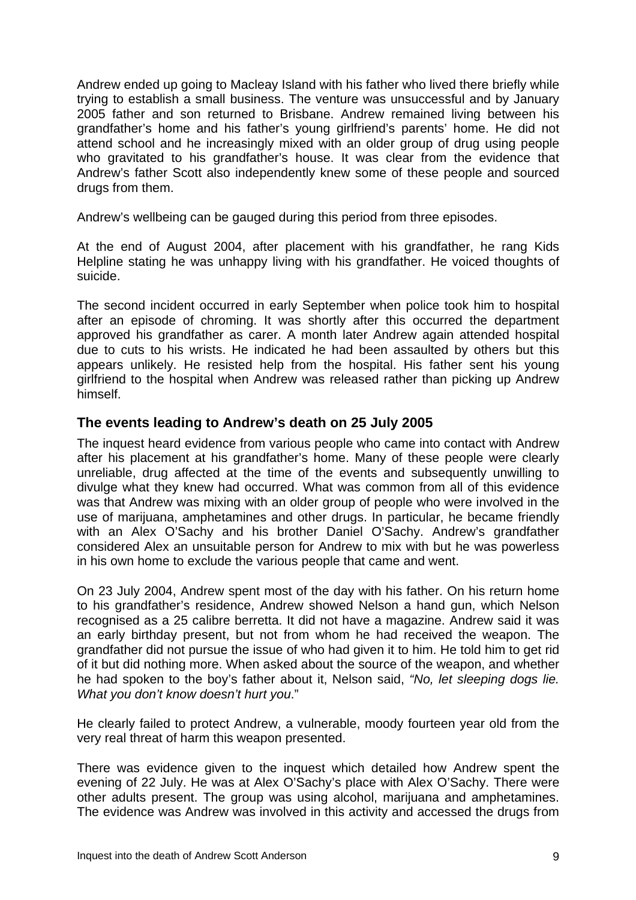Andrew ended up going to Macleay Island with his father who lived there briefly while trying to establish a small business. The venture was unsuccessful and by January 2005 father and son returned to Brisbane. Andrew remained living between his grandfather's home and his father's young girlfriend's parents' home. He did not attend school and he increasingly mixed with an older group of drug using people who gravitated to his grandfather's house. It was clear from the evidence that Andrew's father Scott also independently knew some of these people and sourced drugs from them.

Andrew's wellbeing can be gauged during this period from three episodes.

At the end of August 2004, after placement with his grandfather, he rang Kids Helpline stating he was unhappy living with his grandfather. He voiced thoughts of suicide.

The second incident occurred in early September when police took him to hospital after an episode of chroming. It was shortly after this occurred the department approved his grandfather as carer. A month later Andrew again attended hospital due to cuts to his wrists. He indicated he had been assaulted by others but this appears unlikely. He resisted help from the hospital. His father sent his young girlfriend to the hospital when Andrew was released rather than picking up Andrew himself.

## The events leading to Andrew's death on 25 July 2005

The inquest heard evidence from various people who came into contact with Andrew after his placement at his grandfather's home. Many of these people were clearly unreliable, drug affected at the time of the events and subsequently unwilling to divulge what they knew had occurred. What was common from all of this evidence was that Andrew was mixing with an older group of people who were involved in the use of marijuana, amphetamines and other drugs. In particular, he became friendly with an Alex O'Sachy and his brother Daniel O'Sachy. Andrew's grandfather considered Alex an unsuitable person for Andrew to mix with but he was powerless in his own home to exclude the various people that came and went.

On 23 July 2004, Andrew spent most of the day with his father. On his return home to his grandfather's residence, Andrew showed Nelson a hand gun, which Nelson recognised as a 25 calibre berretta. It did not have a magazine. Andrew said it was an early birthday present, but not from whom he had received the weapon. The grandfather did not pursue the issue of who had given it to him. He told him to get rid of it but did nothing more. When asked about the source of the weapon, and whether he had spoken to the boy's father about it, Nelson said, *"No, let sleeping dogs lie. What you don't know doesn't hurt you*."

He clearly failed to protect Andrew, a vulnerable, moody fourteen year old from the very real threat of harm this weapon presented.

There was evidence given to the inquest which detailed how Andrew spent the evening of 22 July. He was at Alex O'Sachy's place with Alex O'Sachy. There were other adults present. The group was using alcohol, marijuana and amphetamines. The evidence was Andrew was involved in this activity and accessed the drugs from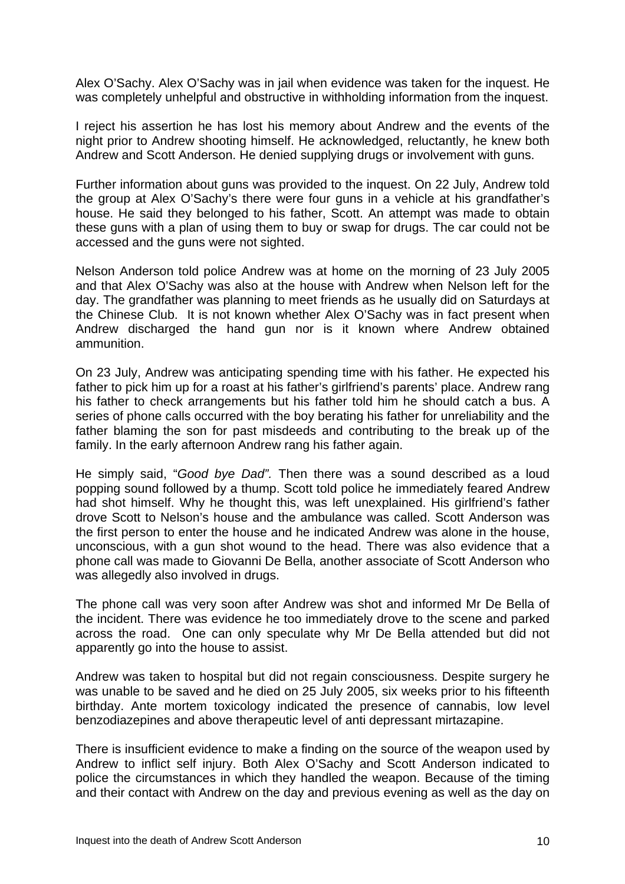Alex O'Sachy. Alex O'Sachy was in jail when evidence was taken for the inquest. He was completely unhelpful and obstructive in withholding information from the inquest.

I reject his assertion he has lost his memory about Andrew and the events of the night prior to Andrew shooting himself. He acknowledged, reluctantly, he knew both Andrew and Scott Anderson. He denied supplying drugs or involvement with guns.

Further information about guns was provided to the inquest. On 22 July, Andrew told the group at Alex O'Sachy's there were four guns in a vehicle at his grandfather's house. He said they belonged to his father, Scott. An attempt was made to obtain these guns with a plan of using them to buy or swap for drugs. The car could not be accessed and the guns were not sighted.

Nelson Anderson told police Andrew was at home on the morning of 23 July 2005 and that Alex O'Sachy was also at the house with Andrew when Nelson left for the day. The grandfather was planning to meet friends as he usually did on Saturdays at the Chinese Club. It is not known whether Alex O'Sachy was in fact present when Andrew discharged the hand gun nor is it known where Andrew obtained ammunition.

On 23 July, Andrew was anticipating spending time with his father. He expected his father to pick him up for a roast at his father's girlfriend's parents' place. Andrew rang his father to check arrangements but his father told him he should catch a bus. A series of phone calls occurred with the boy berating his father for unreliability and the father blaming the son for past misdeeds and contributing to the break up of the family. In the early afternoon Andrew rang his father again.

He simply said, "*Good bye Dad".* Then there was a sound described as a loud popping sound followed by a thump. Scott told police he immediately feared Andrew had shot himself. Why he thought this, was left unexplained. His girlfriend's father drove Scott to Nelson's house and the ambulance was called. Scott Anderson was the first person to enter the house and he indicated Andrew was alone in the house, unconscious, with a gun shot wound to the head. There was also evidence that a phone call was made to Giovanni De Bella, another associate of Scott Anderson who was allegedly also involved in drugs.

The phone call was very soon after Andrew was shot and informed Mr De Bella of the incident. There was evidence he too immediately drove to the scene and parked across the road. One can only speculate why Mr De Bella attended but did not apparently go into the house to assist.

Andrew was taken to hospital but did not regain consciousness. Despite surgery he was unable to be saved and he died on 25 July 2005, six weeks prior to his fifteenth birthday. Ante mortem toxicology indicated the presence of cannabis, low level benzodiazepines and above therapeutic level of anti depressant mirtazapine.

There is insufficient evidence to make a finding on the source of the weapon used by Andrew to inflict self injury. Both Alex O'Sachy and Scott Anderson indicated to police the circumstances in which they handled the weapon. Because of the timing and their contact with Andrew on the day and previous evening as well as the day on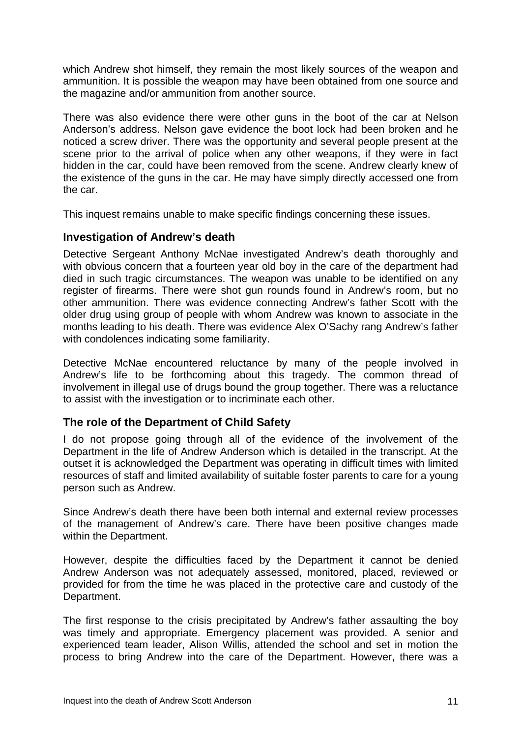which Andrew shot himself, they remain the most likely sources of the weapon and ammunition. It is possible the weapon may have been obtained from one source and the magazine and/or ammunition from another source.

There was also evidence there were other guns in the boot of the car at Nelson Anderson's address. Nelson gave evidence the boot lock had been broken and he noticed a screw driver. There was the opportunity and several people present at the scene prior to the arrival of police when any other weapons, if they were in fact hidden in the car, could have been removed from the scene. Andrew clearly knew of the existence of the guns in the car. He may have simply directly accessed one from the car.

This inquest remains unable to make specific findings concerning these issues.

## Investigation of Andrew's death

Detective Sergeant Anthony McNae investigated Andrew's death thoroughly and with obvious concern that a fourteen year old boy in the care of the department had died in such tragic circumstances. The weapon was unable to be identified on any register of firearms. There were shot gun rounds found in Andrew's room, but no other ammunition. There was evidence connecting Andrew's father Scott with the older drug using group of people with whom Andrew was known to associate in the months leading to his death. There was evidence Alex O'Sachy rang Andrew's father with condolences indicating some familiarity.

Detective McNae encountered reluctance by many of the people involved in Andrew's life to be forthcoming about this tragedy. The common thread of involvement in illegal use of drugs bound the group together. There was a reluctance to assist with the investigation or to incriminate each other.

## The role of the Department of Child Safety

I do not propose going through all of the evidence of the involvement of the Department in the life of Andrew Anderson which is detailed in the transcript. At the outset it is acknowledged the Department was operating in difficult times with limited resources of staff and limited availability of suitable foster parents to care for a young person such as Andrew.

Since Andrew's death there have been both internal and external review processes of the management of Andrew's care. There have been positive changes made within the Department.

However, despite the difficulties faced by the Department it cannot be denied Andrew Anderson was not adequately assessed, monitored, placed, reviewed or provided for from the time he was placed in the protective care and custody of the Department.

The first response to the crisis precipitated by Andrew's father assaulting the boy was timely and appropriate. Emergency placement was provided. A senior and experienced team leader, Alison Willis, attended the school and set in motion the process to bring Andrew into the care of the Department. However, there was a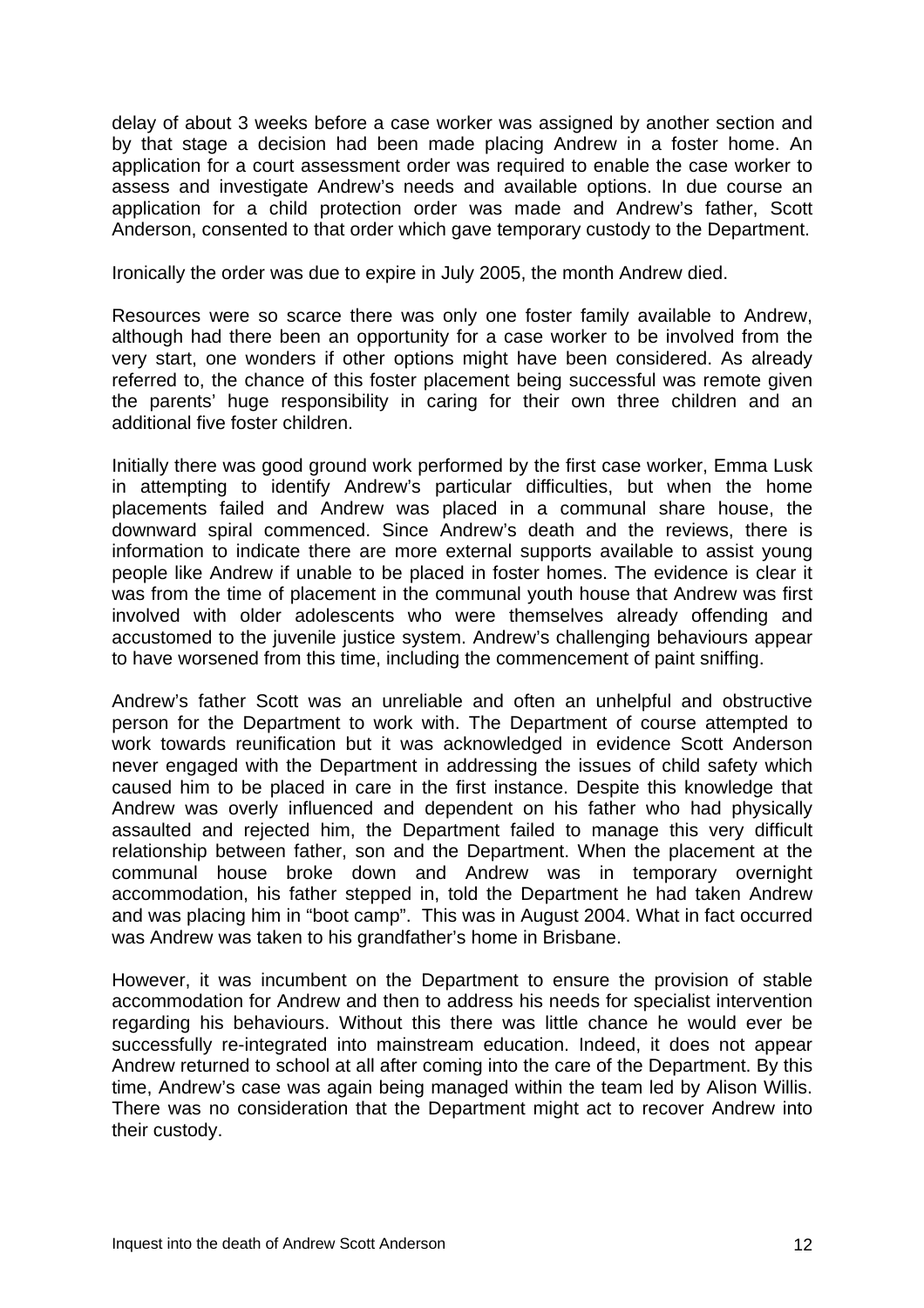delay of about 3 weeks before a case worker was assigned by another section and by that stage a decision had been made placing Andrew in a foster home. An application for a court assessment order was required to enable the case worker to assess and investigate Andrew's needs and available options. In due course an application for a child protection order was made and Andrew's father, Scott Anderson, consented to that order which gave temporary custody to the Department.

Ironically the order was due to expire in July 2005, the month Andrew died.

Resources were so scarce there was only one foster family available to Andrew, although had there been an opportunity for a case worker to be involved from the very start, one wonders if other options might have been considered. As already referred to, the chance of this foster placement being successful was remote given the parents' huge responsibility in caring for their own three children and an additional five foster children.

Initially there was good ground work performed by the first case worker, Emma Lusk in attempting to identify Andrew's particular difficulties, but when the home placements failed and Andrew was placed in a communal share house, the downward spiral commenced. Since Andrew's death and the reviews, there is information to indicate there are more external supports available to assist young people like Andrew if unable to be placed in foster homes. The evidence is clear it was from the time of placement in the communal youth house that Andrew was first involved with older adolescents who were themselves already offending and accustomed to the juvenile justice system. Andrew's challenging behaviours appear to have worsened from this time, including the commencement of paint sniffing.

Andrew's father Scott was an unreliable and often an unhelpful and obstructive person for the Department to work with. The Department of course attempted to work towards reunification but it was acknowledged in evidence Scott Anderson never engaged with the Department in addressing the issues of child safety which caused him to be placed in care in the first instance. Despite this knowledge that Andrew was overly influenced and dependent on his father who had physically assaulted and rejected him, the Department failed to manage this very difficult relationship between father, son and the Department. When the placement at the communal house broke down and Andrew was in temporary overnight accommodation, his father stepped in, told the Department he had taken Andrew and was placing him in "boot camp". This was in August 2004. What in fact occurred was Andrew was taken to his grandfather's home in Brisbane.

However, it was incumbent on the Department to ensure the provision of stable accommodation for Andrew and then to address his needs for specialist intervention regarding his behaviours. Without this there was little chance he would ever be successfully re-integrated into mainstream education. Indeed, it does not appear Andrew returned to school at all after coming into the care of the Department. By this time, Andrew's case was again being managed within the team led by Alison Willis. There was no consideration that the Department might act to recover Andrew into their custody.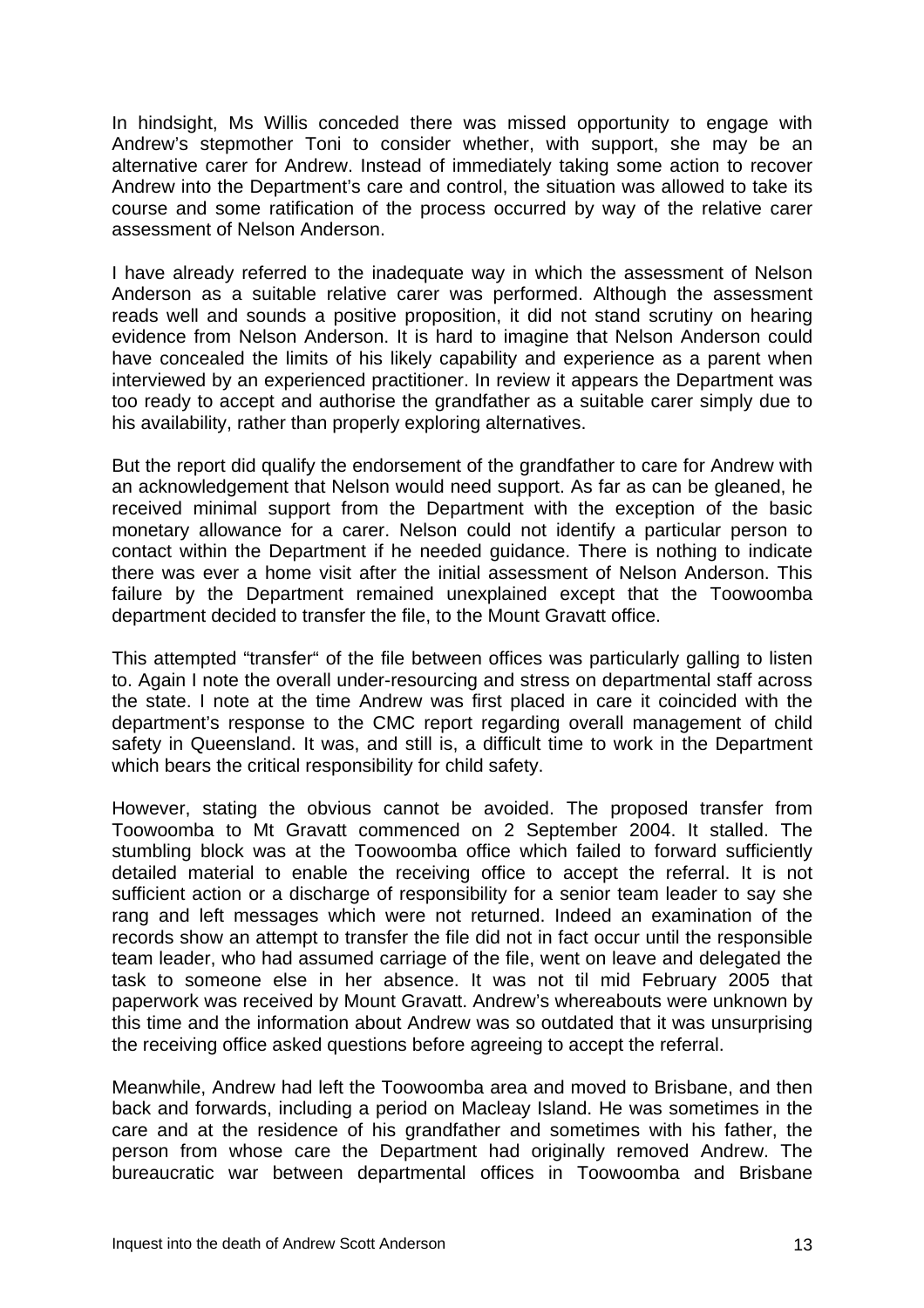In hindsight, Ms Willis conceded there was missed opportunity to engage with Andrew's stepmother Toni to consider whether, with support, she may be an alternative carer for Andrew. Instead of immediately taking some action to recover Andrew into the Department's care and control, the situation was allowed to take its course and some ratification of the process occurred by way of the relative carer assessment of Nelson Anderson.

I have already referred to the inadequate way in which the assessment of Nelson Anderson as a suitable relative carer was performed. Although the assessment reads well and sounds a positive proposition, it did not stand scrutiny on hearing evidence from Nelson Anderson. It is hard to imagine that Nelson Anderson could have concealed the limits of his likely capability and experience as a parent when interviewed by an experienced practitioner. In review it appears the Department was too ready to accept and authorise the grandfather as a suitable carer simply due to his availability, rather than properly exploring alternatives.

But the report did qualify the endorsement of the grandfather to care for Andrew with an acknowledgement that Nelson would need support. As far as can be gleaned, he received minimal support from the Department with the exception of the basic monetary allowance for a carer. Nelson could not identify a particular person to contact within the Department if he needed guidance. There is nothing to indicate there was ever a home visit after the initial assessment of Nelson Anderson. This failure by the Department remained unexplained except that the Toowoomba department decided to transfer the file, to the Mount Gravatt office.

This attempted "transfer" of the file between offices was particularly galling to listen to. Again I note the overall under-resourcing and stress on departmental staff across the state. I note at the time Andrew was first placed in care it coincided with the department's response to the CMC report regarding overall management of child safety in Queensland. It was, and still is, a difficult time to work in the Department which bears the critical responsibility for child safety.

However, stating the obvious cannot be avoided. The proposed transfer from Toowoomba to Mt Gravatt commenced on 2 September 2004. It stalled. The stumbling block was at the Toowoomba office which failed to forward sufficiently detailed material to enable the receiving office to accept the referral. It is not sufficient action or a discharge of responsibility for a senior team leader to say she rang and left messages which were not returned. Indeed an examination of the records show an attempt to transfer the file did not in fact occur until the responsible team leader, who had assumed carriage of the file, went on leave and delegated the task to someone else in her absence. It was not til mid February 2005 that paperwork was received by Mount Gravatt. Andrew's whereabouts were unknown by this time and the information about Andrew was so outdated that it was unsurprising the receiving office asked questions before agreeing to accept the referral.

Meanwhile, Andrew had left the Toowoomba area and moved to Brisbane, and then back and forwards, including a period on Macleay Island. He was sometimes in the care and at the residence of his grandfather and sometimes with his father, the person from whose care the Department had originally removed Andrew. The bureaucratic war between departmental offices in Toowoomba and Brisbane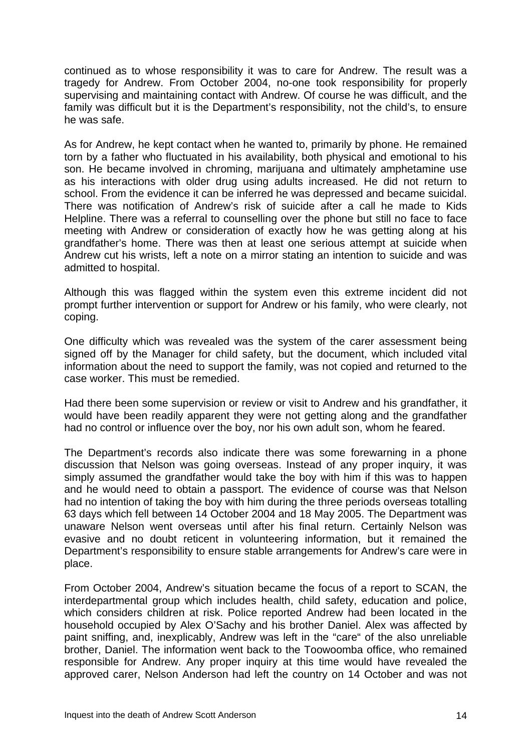continued as to whose responsibility it was to care for Andrew. The result was a tragedy for Andrew. From October 2004, no-one took responsibility for properly supervising and maintaining contact with Andrew. Of course he was difficult, and the family was difficult but it is the Department's responsibility, not the child's, to ensure he was safe.

As for Andrew, he kept contact when he wanted to, primarily by phone. He remained torn by a father who fluctuated in his availability, both physical and emotional to his son. He became involved in chroming, marijuana and ultimately amphetamine use as his interactions with older drug using adults increased. He did not return to school. From the evidence it can be inferred he was depressed and became suicidal. There was notification of Andrew's risk of suicide after a call he made to Kids Helpline. There was a referral to counselling over the phone but still no face to face meeting with Andrew or consideration of exactly how he was getting along at his grandfather's home. There was then at least one serious attempt at suicide when Andrew cut his wrists, left a note on a mirror stating an intention to suicide and was admitted to hospital.

Although this was flagged within the system even this extreme incident did not prompt further intervention or support for Andrew or his family, who were clearly, not coping.

One difficulty which was revealed was the system of the carer assessment being signed off by the Manager for child safety, but the document, which included vital information about the need to support the family, was not copied and returned to the case worker. This must be remedied.

Had there been some supervision or review or visit to Andrew and his grandfather, it would have been readily apparent they were not getting along and the grandfather had no control or influence over the boy, nor his own adult son, whom he feared.

The Department's records also indicate there was some forewarning in a phone discussion that Nelson was going overseas. Instead of any proper inquiry, it was simply assumed the grandfather would take the boy with him if this was to happen and he would need to obtain a passport. The evidence of course was that Nelson had no intention of taking the boy with him during the three periods overseas totalling 63 days which fell between 14 October 2004 and 18 May 2005. The Department was unaware Nelson went overseas until after his final return. Certainly Nelson was evasive and no doubt reticent in volunteering information, but it remained the Department's responsibility to ensure stable arrangements for Andrew's care were in place.

From October 2004, Andrew's situation became the focus of a report to SCAN, the interdepartmental group which includes health, child safety, education and police, which considers children at risk. Police reported Andrew had been located in the household occupied by Alex O'Sachy and his brother Daniel. Alex was affected by paint sniffing, and, inexplicably, Andrew was left in the "care" of the also unreliable brother, Daniel. The information went back to the Toowoomba office, who remained responsible for Andrew. Any proper inquiry at this time would have revealed the approved carer, Nelson Anderson had left the country on 14 October and was not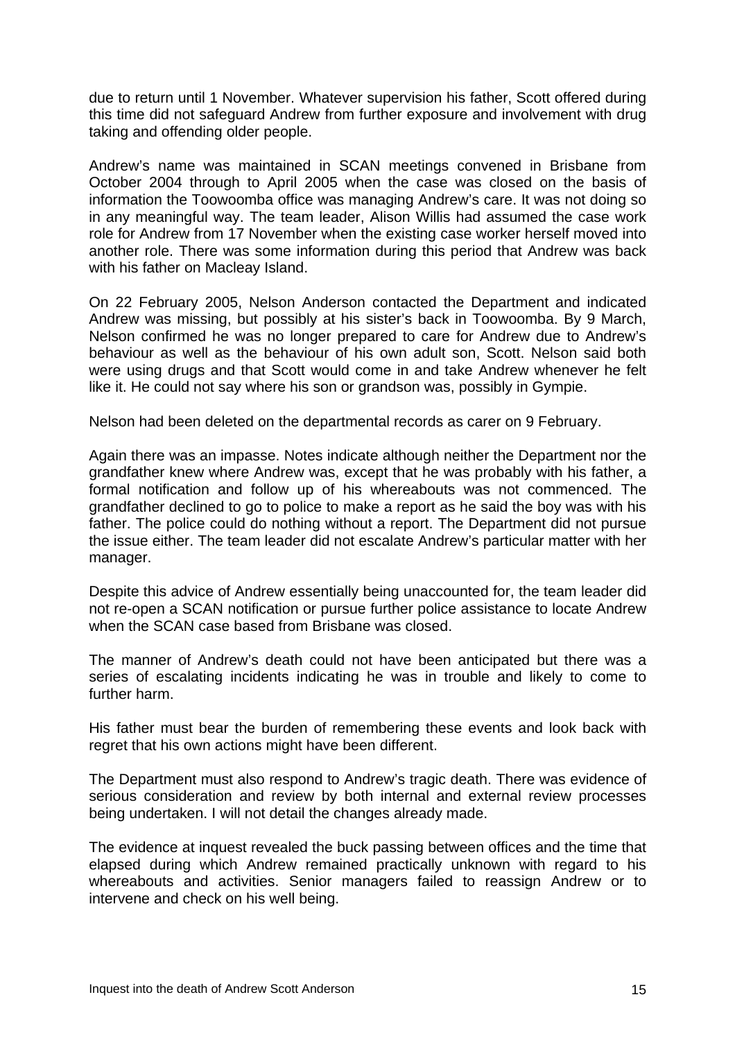due to return until 1 November. Whatever supervision his father, Scott offered during this time did not safeguard Andrew from further exposure and involvement with drug taking and offending older people.

Andrew's name was maintained in SCAN meetings convened in Brisbane from October 2004 through to April 2005 when the case was closed on the basis of information the Toowoomba office was managing Andrew's care. It was not doing so in any meaningful way. The team leader, Alison Willis had assumed the case work role for Andrew from 17 November when the existing case worker herself moved into another role. There was some information during this period that Andrew was back with his father on Macleay Island.

On 22 February 2005, Nelson Anderson contacted the Department and indicated Andrew was missing, but possibly at his sister's back in Toowoomba. By 9 March, Nelson confirmed he was no longer prepared to care for Andrew due to Andrew's behaviour as well as the behaviour of his own adult son, Scott. Nelson said both were using drugs and that Scott would come in and take Andrew whenever he felt like it. He could not say where his son or grandson was, possibly in Gympie.

Nelson had been deleted on the departmental records as carer on 9 February.

Again there was an impasse. Notes indicate although neither the Department nor the grandfather knew where Andrew was, except that he was probably with his father, a formal notification and follow up of his whereabouts was not commenced. The grandfather declined to go to police to make a report as he said the boy was with his father. The police could do nothing without a report. The Department did not pursue the issue either. The team leader did not escalate Andrew's particular matter with her manager.

Despite this advice of Andrew essentially being unaccounted for, the team leader did not re-open a SCAN notification or pursue further police assistance to locate Andrew when the SCAN case based from Brisbane was closed.

The manner of Andrew's death could not have been anticipated but there was a series of escalating incidents indicating he was in trouble and likely to come to further harm.

His father must bear the burden of remembering these events and look back with regret that his own actions might have been different.

The Department must also respond to Andrew's tragic death. There was evidence of serious consideration and review by both internal and external review processes being undertaken. I will not detail the changes already made.

The evidence at inquest revealed the buck passing between offices and the time that elapsed during which Andrew remained practically unknown with regard to his whereabouts and activities. Senior managers failed to reassign Andrew or to intervene and check on his well being.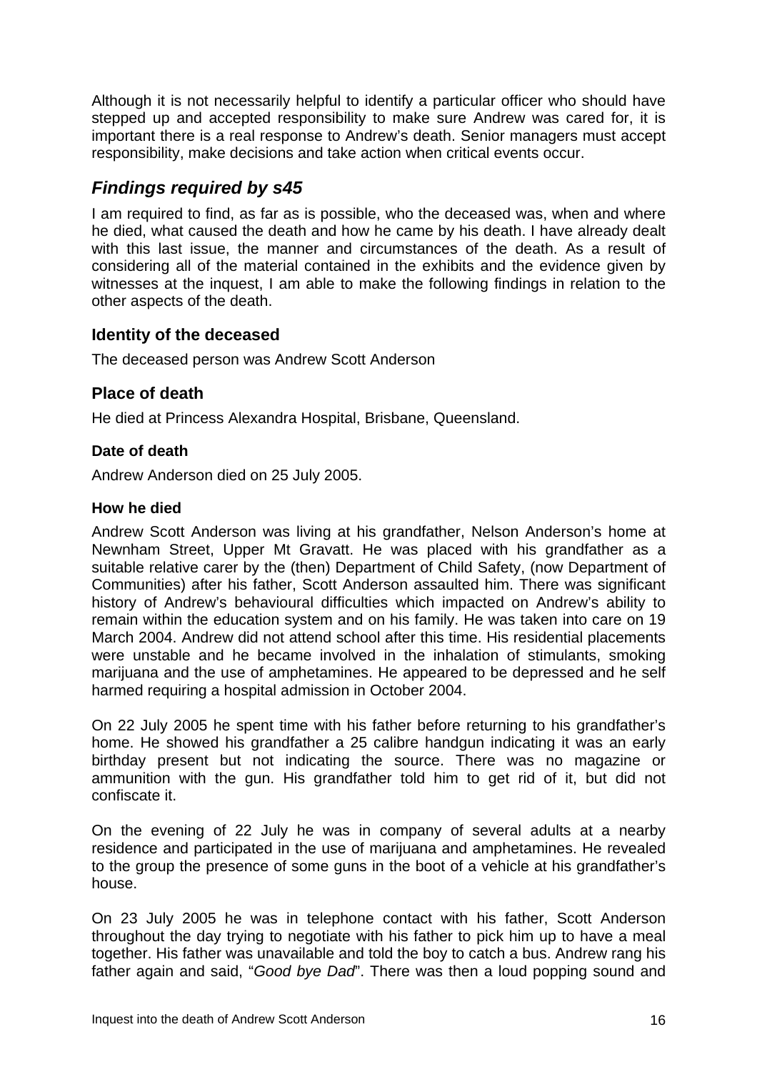Although it is not necessarily helpful to identify a particular officer who should have stepped up and accepted responsibility to make sure Andrew was cared for, it is important there is a real response to Andrew's death. Senior managers must accept responsibility, make decisions and take action when critical events occur.

## *Findings required by s45*

I am required to find, as far as is possible, who the deceased was, when and where he died, what caused the death and how he came by his death. I have already dealt with this last issue, the manner and circumstances of the death. As a result of considering all of the material contained in the exhibits and the evidence given by witnesses at the inquest, I am able to make the following findings in relation to the other aspects of the death.

### Identity of the deceased

The deceased person was Andrew Scott Anderson

### Place of death

He died at Princess Alexandra Hospital, Brisbane, Queensland.

#### Date of death

Andrew Anderson died on 25 July 2005.

#### How he died

Andrew Scott Anderson was living at his grandfather, Nelson Anderson's home at Newnham Street, Upper Mt Gravatt. He was placed with his grandfather as a suitable relative carer by the (then) Department of Child Safety, (now Department of Communities) after his father, Scott Anderson assaulted him. There was significant history of Andrew's behavioural difficulties which impacted on Andrew's ability to remain within the education system and on his family. He was taken into care on 19 March 2004. Andrew did not attend school after this time. His residential placements were unstable and he became involved in the inhalation of stimulants, smoking marijuana and the use of amphetamines. He appeared to be depressed and he self harmed requiring a hospital admission in October 2004.

On 22 July 2005 he spent time with his father before returning to his grandfather's home. He showed his grandfather a 25 calibre handgun indicating it was an early birthday present but not indicating the source. There was no magazine or ammunition with the gun. His grandfather told him to get rid of it, but did not confiscate it.

On the evening of 22 July he was in company of several adults at a nearby residence and participated in the use of marijuana and amphetamines. He revealed to the group the presence of some guns in the boot of a vehicle at his grandfather's house.

On 23 July 2005 he was in telephone contact with his father, Scott Anderson throughout the day trying to negotiate with his father to pick him up to have a meal together. His father was unavailable and told the boy to catch a bus. Andrew rang his father again and said, "*Good bye Dad*". There was then a loud popping sound and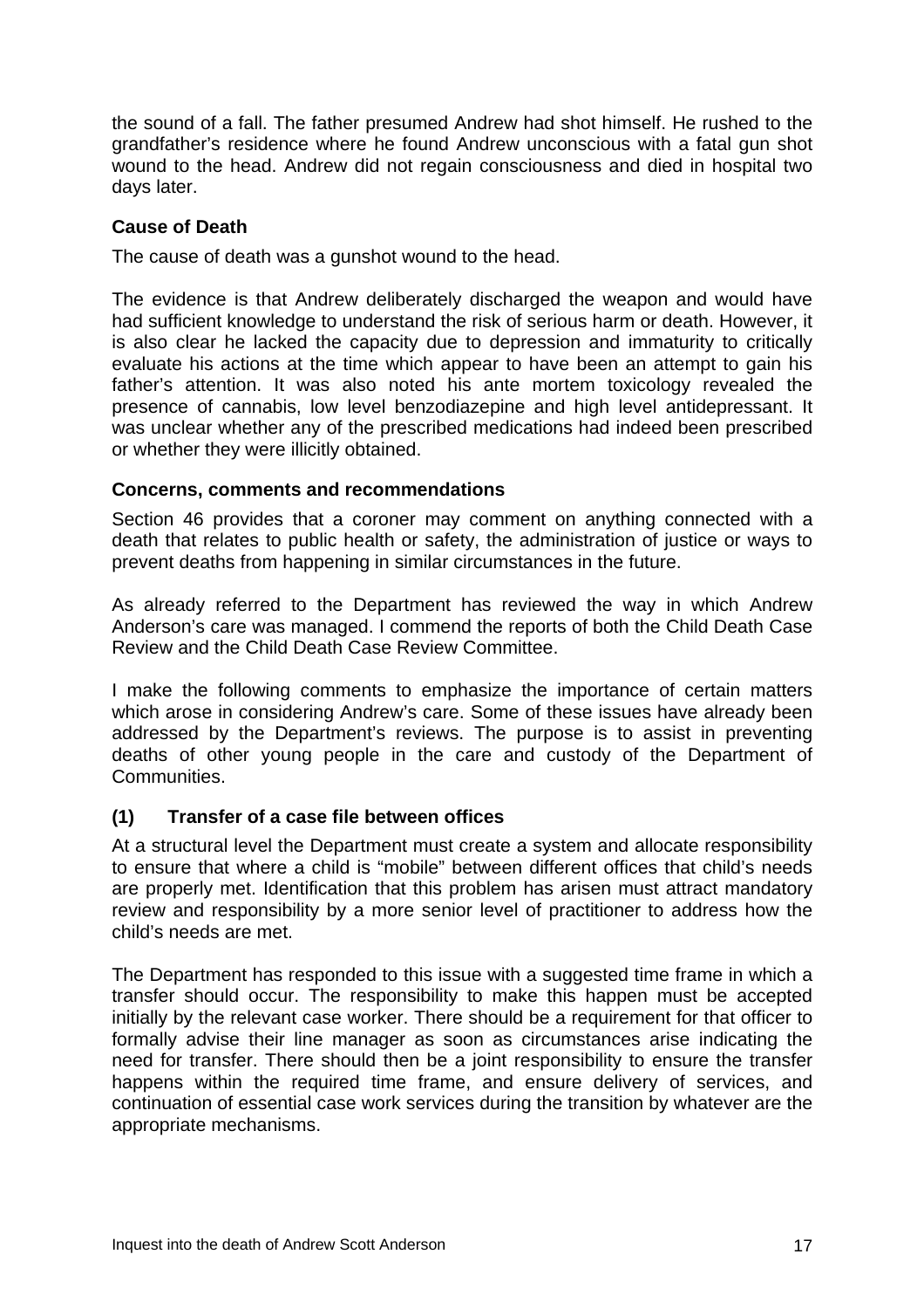the sound of a fall. The father presumed Andrew had shot himself. He rushed to the grandfather's residence where he found Andrew unconscious with a fatal gun shot wound to the head. Andrew did not regain consciousness and died in hospital two days later.

**Cause of Death**

The cause of death was a gunshot wound to the head.

The evidence is that Andrew deliberately discharged the weapon and would have had sufficient knowledge to understand the risk of serious harm or death. However, it is also clear he lacked the capacity due to depression and immaturity to critically evaluate his actions at the time which appear to have been an attempt to gain his father's attention. It was also noted his ante mortem toxicology revealed the presence of cannabis, low level benzodiazepine and high level antidepressant. It was unclear whether any of the prescribed medications had indeed been prescribed or whether they were illicitly obtained.

**Concerns, comments and recommendations**

Section 46 provides that a coroner may comment on anything connected with a death that relates to public health or safety, the administration of justice or ways to prevent deaths from happening in similar circumstances in the future.

As already referred to the Department has reviewed the way in which Andrew Anderson's care was managed. I commend the reports of both the Child Death Case Review and the Child Death Case Review Committee.

I make the following comments to emphasize the importance of certain matters which arose in considering Andrew's care. Some of these issues have already been addressed by the Department's reviews. The purpose is to assist in preventing deaths of other young people in the care and custody of the Department of Communities.

**(1) Transfer of a case file between offices**

At a structural level the Department must create a system and allocate responsibility to ensure that where a child is "mobile" between different offices that child's needs are properly met. Identification that this problem has arisen must attract mandatory review and responsibility by a more senior level of practitioner to address how the child's needs are met.

The Department has responded to this issue with a suggested time frame in which a transfer should occur. The responsibility to make this happen must be accepted initially by the relevant case worker. There should be a requirement for that officer to formally advise their line manager as soon as circumstances arise indicating the need for transfer. There should then be a joint responsibility to ensure the transfer happens within the required time frame, and ensure delivery of services, and continuation of essential case work services during the transition by whatever are the appropriate mechanisms.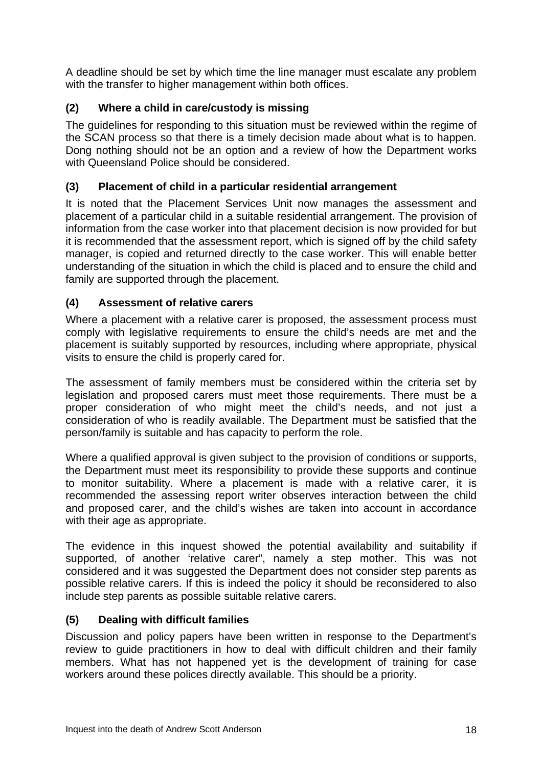A deadline should be set by which time the line manager must escalate any problem with the transfer to higher management within both offices.

### (2) Where a child in care/custody is missing

The guidelines for responding to this situation must be reviewed within the regime of the SCAN process so that there is a timely decision made about what is to happen. Dong nothing should not be an option and a review of how the Department works with Queensland Police should be considered.

### (3) Placement of child in a particular residential arrangement

It is noted that the Placement Services Unit now manages the assessment and placement of a particular child in a suitable residential arrangement. The provision of information from the case worker into that placement decision is now provided for but it is recommended that the assessment report, which is signed off by the child safety manager, is copied and returned directly to the case worker. This will enable better understanding of the situation in which the child is placed and to ensure the child and family are supported through the placement.

### (4) Assessment of relative carers

Where a placement with a relative carer is proposed, the assessment process must comply with legislative requirements to ensure the child's needs are met and the placement is suitably supported by resources, including where appropriate, physical visits to ensure the child is properly cared for.

The assessment of family members must be considered within the criteria set by legislation and proposed carers must meet those requirements. There must be a proper consideration of who might meet the child's needs, and not just a consideration of who is readily available. The Department must be satisfied that the person/family is suitable and has capacity to perform the role.

Where a qualified approval is given subject to the provision of conditions or supports, the Department must meet its responsibility to provide these supports and continue to monitor suitability. Where a placement is made with a relative carer, it is recommended the assessing report writer observes interaction between the child and proposed carer, and the child's wishes are taken into account in accordance with their age as appropriate.

The evidence in this inquest showed the potential availability and suitability if supported, of another 'relative carer", namely a step mother. This was not considered and it was suggested the Department does not consider step parents as possible relative carers. If this is indeed the policy it should be reconsidered to also include step parents as possible suitable relative carers.

### (5) Dealing with difficult families

Discussion and policy papers have been written in response to the Department's review to guide practitioners in how to deal with difficult children and their family members. What has not happened yet is the development of training for case workers around these polices directly available. This should be a priority.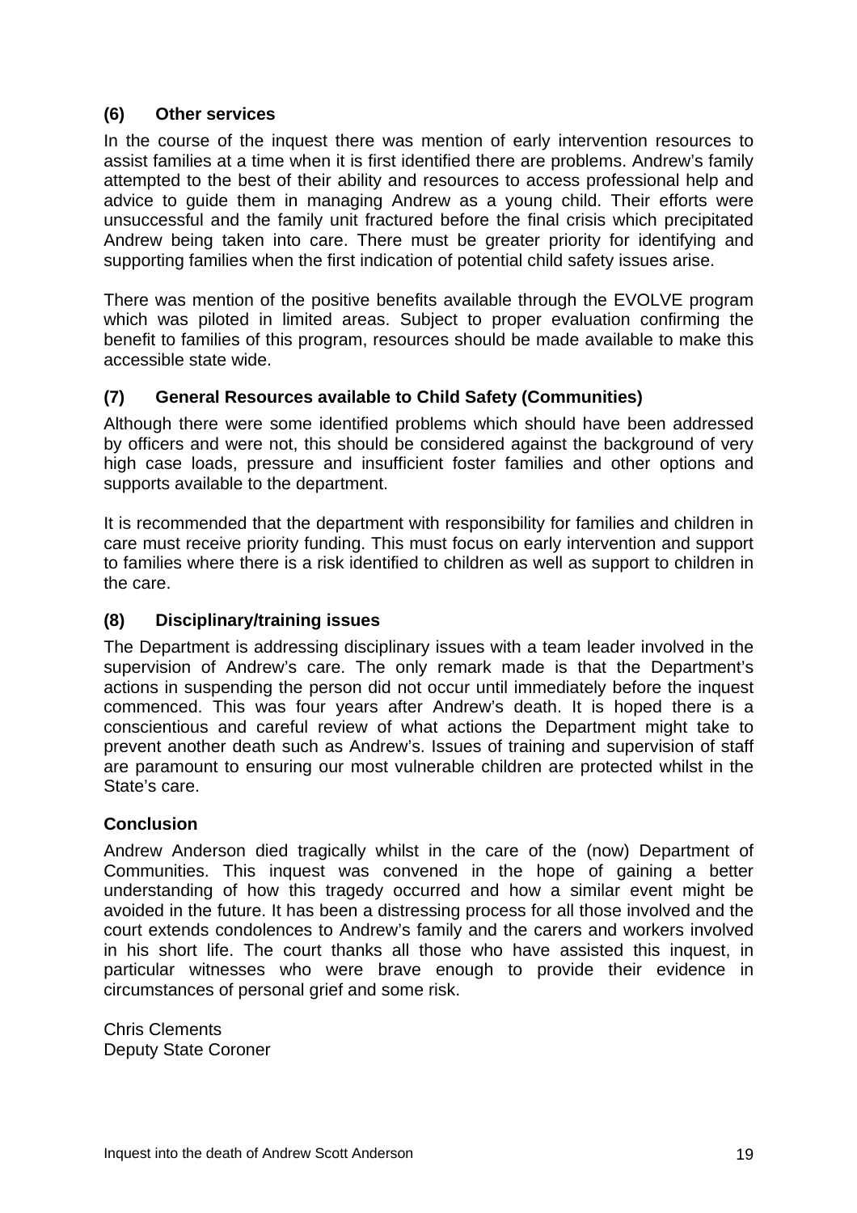### (6) Other services

In the course of the inquest there was mention of early intervention resources to assist families at a time when it is first identified there are problems. Andrew's family attempted to the best of their ability and resources to access professional help and advice to guide them in managing Andrew as a young child. Their efforts were unsuccessful and the family unit fractured before the final crisis which precipitated Andrew being taken into care. There must be greater priority for identifying and supporting families when the first indication of potential child safety issues arise.

There was mention of the positive benefits available through the EVOLVE program which was piloted in limited areas. Subject to proper evaluation confirming the benefit to families of this program, resources should be made available to make this accessible state wide.

### (7) General Resources available to Child Safety (Communities)

Although there were some identified problems which should have been addressed by officers and were not, this should be considered against the background of very high case loads, pressure and insufficient foster families and other options and supports available to the department.

It is recommended that the department with responsibility for families and children in care must receive priority funding. This must focus on early intervention and support to families where there is a risk identified to children as well as support to children in the care.

### (8) Disciplinary/training issues

The Department is addressing disciplinary issues with a team leader involved in the supervision of Andrew's care. The only remark made is that the Department's actions in suspending the person did not occur until immediately before the inquest commenced. This was four years after Andrew's death. It is hoped there is a conscientious and careful review of what actions the Department might take to prevent another death such as Andrew's. Issues of training and supervision of staff are paramount to ensuring our most vulnerable children are protected whilst in the State's care.

### Conclusion

Andrew Anderson died tragically whilst in the care of the (now) Department of Communities. This inquest was convened in the hope of gaining a better understanding of how this tragedy occurred and how a similar event might be avoided in the future. It has been a distressing process for all those involved and the court extends condolences to Andrew's family and the carers and workers involved in his short life. The court thanks all those who have assisted this inquest, in particular witnesses who were brave enough to provide their evidence in circumstances of personal grief and some risk.

Chris Clements
Deputy State Coroner